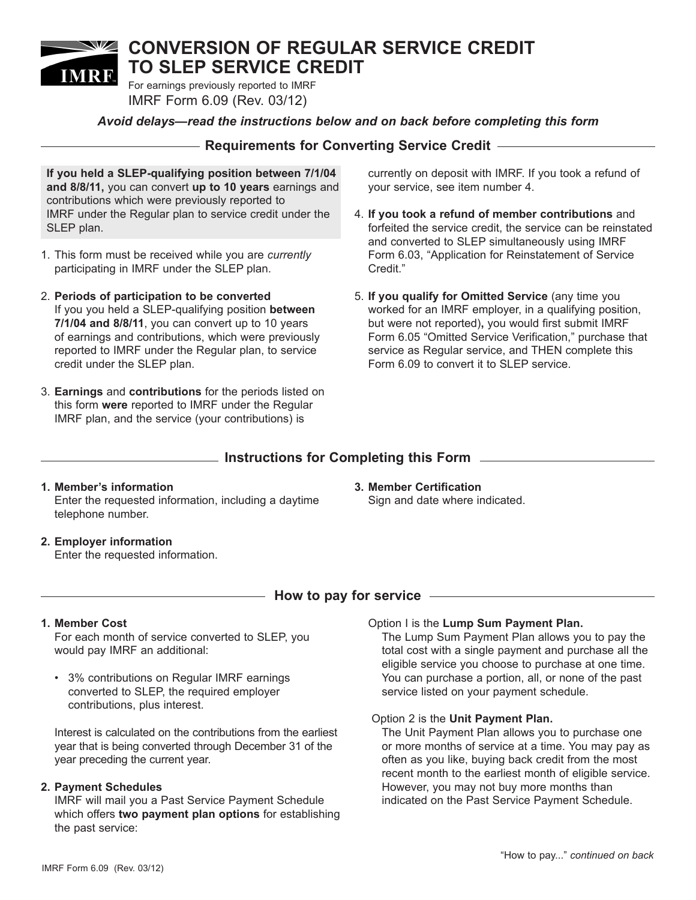# CONVERSION OF REGULAR SERVICE CREDIT TO SLEP SERVICE CREDIT

For earnings previously reported to IMRF

IMRF Form 6.09 (Rev. 03/12)

***Avoid delays—read the instructions below and on back before completing this form***

## Requirements for Converting Service Credit

**If you held a SLEP-qualifying position between 7/1/04 and 8/8/11,** you can convert **up to 10 years** earnings and contributions which were previously reported to IMRF under the Regular plan to service credit under the SLEP plan.

1. This form must be received while you are *currently* participating in IMRF under the SLEP plan.
2. **Periods of participation to be converted**
   If you you held a SLEP-qualifying position **between 7/1/04 and 8/8/11**, you can convert up to 10 years of earnings and contributions, which were previously reported to IMRF under the Regular plan, to service credit under the SLEP plan.
3. **Earnings** and **contributions** for the periods listed on this form **were** reported to IMRF under the Regular IMRF plan, and the service (your contributions) is currently on deposit with IMRF. If you took a refund of your service, see item number 4.
4. **If you took a refund of member contributions** and forfeited the service credit, the service can be reinstated and converted to SLEP simultaneously using IMRF Form 6.03, "Application for Reinstatement of Service Credit."
5. **If you qualify for Omitted Service** (any time you worked for an IMRF employer, in a qualifying position, but were not reported)**,** you would first submit IMRF Form 6.05 "Omitted Service Verification," purchase that service as Regular service, and THEN complete this Form 6.09 to convert it to SLEP service.

## Instructions for Completing this Form

1. **Member's information**
   Enter the requested information, including a daytime telephone number.
2. **Employer information**
   Enter the requested information.
3. **Member Certification**
   Sign and date where indicated.

## How to pay for service

1. **Member Cost**
   For each month of service converted to SLEP, you would pay IMRF an additional:
   - 3% contributions on Regular IMRF earnings converted to SLEP, the required employer contributions, plus interest.

   Interest is calculated on the contributions from the earliest year that is being converted through December 31 of the year preceding the current year.
2. **Payment Schedules**
   IMRF will mail you a Past Service Payment Schedule which offers **two payment plan options** for establishing the past service:

   Option I is the **Lump Sum Payment Plan.**
   The Lump Sum Payment Plan allows you to pay the total cost with a single payment and purchase all the eligible service you choose to purchase at one time. You can purchase a portion, all, or none of the past service listed on your payment schedule.

   Option 2 is the **Unit Payment Plan.**
   The Unit Payment Plan allows you to purchase one or more months of service at a time. You may pay as often as you like, buying back credit from the most recent month to the earliest month of eligible service. However, you may not buy more months than indicated on the Past Service Payment Schedule.

"How to pay..." *continued on back*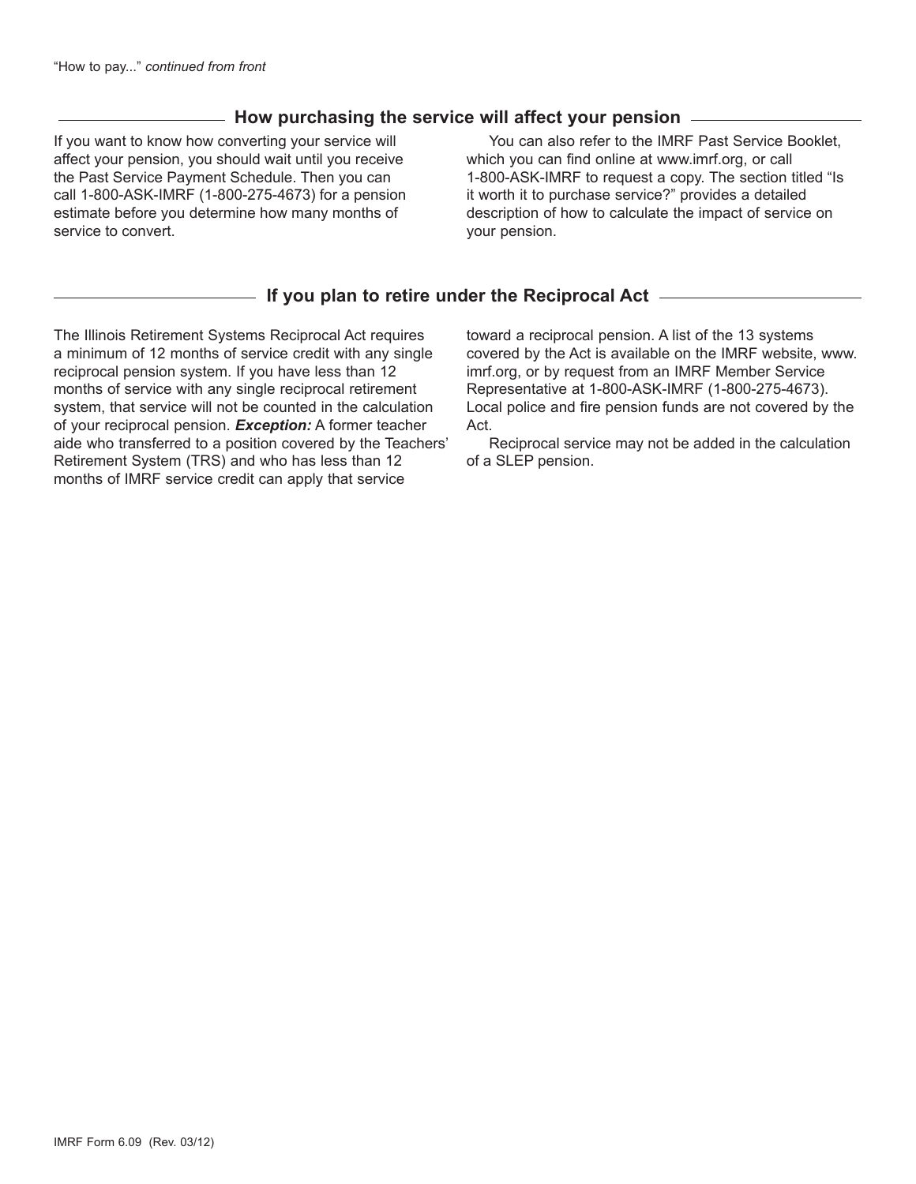"How to pay..." *continued from front*

## How purchasing the service will affect your pension

If you want to know how converting your service will affect your pension, you should wait until you receive the Past Service Payment Schedule. Then you can call 1-800-ASK-IMRF (1-800-275-4673) for a pension estimate before you determine how many months of service to convert.

You can also refer to the IMRF Past Service Booklet, which you can find online at www.imrf.org, or call 1-800-ASK-IMRF to request a copy. The section titled "Is it worth it to purchase service?" provides a detailed description of how to calculate the impact of service on your pension.

## If you plan to retire under the Reciprocal Act

The Illinois Retirement Systems Reciprocal Act requires a minimum of 12 months of service credit with any single reciprocal pension system. If you have less than 12 months of service with any single reciprocal retirement system, that service will not be counted in the calculation of your reciprocal pension. ***Exception:*** A former teacher aide who transferred to a position covered by the Teachers' Retirement System (TRS) and who has less than 12 months of IMRF service credit can apply that service toward a reciprocal pension. A list of the 13 systems covered by the Act is available on the IMRF website, www.imrf.org, or by request from an IMRF Member Service Representative at 1-800-ASK-IMRF (1-800-275-4673). Local police and fire pension funds are not covered by the Act.

Reciprocal service may not be added in the calculation of a SLEP pension.

IMRF Form 6.09 (Rev. 03/12)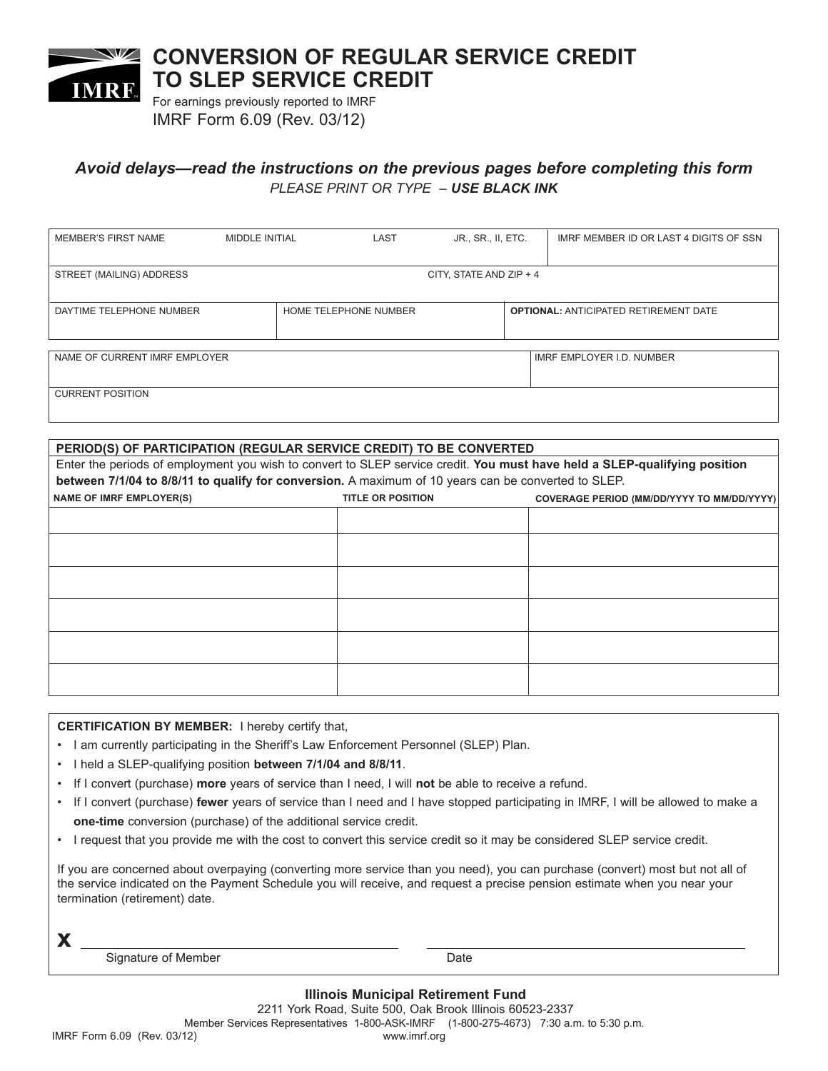# CONVERSION OF REGULAR SERVICE CREDIT TO SLEP SERVICE CREDIT

For earnings previously reported to IMRF

IMRF Form 6.09 (Rev. 03/12)

***Avoid delays—read the instructions on the previous pages before completing this form***

*PLEASE PRINT OR TYPE – **USE BLACK INK***

| MEMBER'S FIRST NAME | MIDDLE INITIAL | LAST | JR., SR., II, ETC. | IMRF MEMBER ID OR LAST 4 DIGITS OF SSN |
|---|---|---|---|---|
| | | | | |

| STREET (MAILING) ADDRESS | CITY, STATE AND ZIP + 4 |
|---|---|
| | |

| DAYTIME TELEPHONE NUMBER | HOME TELEPHONE NUMBER | **OPTIONAL:** ANTICIPATED RETIREMENT DATE |
|---|---|---|
| | | |

| NAME OF CURRENT IMRF EMPLOYER | IMRF EMPLOYER I.D. NUMBER |
|---|---|
| | |

| CURRENT POSITION |
|---|
| |

**PERIOD(S) OF PARTICIPATION (REGULAR SERVICE CREDIT) TO BE CONVERTED**

Enter the periods of employment you wish to convert to SLEP service credit. **You must have held a SLEP-qualifying position between 7/1/04 to 8/8/11 to qualify for conversion.** A maximum of 10 years can be converted to SLEP.

| NAME OF IMRF EMPLOYER(S) | TITLE OR POSITION | COVERAGE PERIOD (MM/DD/YYYY TO MM/DD/YYYY) |
|---|---|---|
| | | |
| | | |
| | | |
| | | |
| | | |
| | | |

**CERTIFICATION BY MEMBER:** I hereby certify that,

- I am currently participating in the Sheriff's Law Enforcement Personnel (SLEP) Plan.
- I held a SLEP-qualifying position **between 7/1/04 and 8/8/11**.
- If I convert (purchase) **more** years of service than I need, I will **not** be able to receive a refund.
- If I convert (purchase) **fewer** years of service than I need and I have stopped participating in IMRF, I will be allowed to make a **one-time** conversion (purchase) of the additional service credit.
- I request that you provide me with the cost to convert this service credit so it may be considered SLEP service credit.

If you are concerned about overpaying (converting more service than you need), you can purchase (convert) most but not all of the service indicated on the Payment Schedule you will receive, and request a precise pension estimate when you near your termination (retirement) date.

**X** ______________________________ Signature of Member

______________________________ Date

**Illinois Municipal Retirement Fund**

2211 York Road, Suite 500, Oak Brook Illinois 60523-2337

Member Services Representatives 1-800-ASK-IMRF (1-800-275-4673) 7:30 a.m. to 5:30 p.m.

www.imrf.org